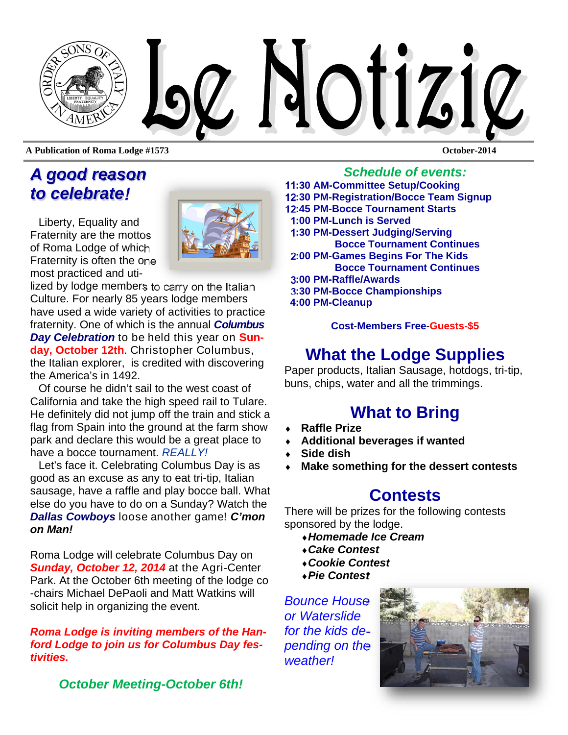# Le Notizie

**A Publication of Roma Lodge #1573** **October-2014**

## *A good reason to celebrate!*

Liberty, Equality and Fraternity are the mottos of Roma Lodge of which Fraternity is often the one most practiced and utilized by lodge members to carry on the Italian Culture. For nearly 85 years lodge members have used a wide variety of activities to practice fraternity. One of which is the annual ***Columbus Day Celebration*** to be held this year on **Sunday, October 12th**. Christopher Columbus, the Italian explorer, is credited with discovering the America's in 1492.

Of course he didn't sail to the west coast of California and take the high speed rail to Tulare. He definitely did not jump off the train and stick a flag from Spain into the ground at the farm show park and declare this would be a great place to have a bocce tournament. *REALLY!*

Let's face it. Celebrating Columbus Day is as good as an excuse as any to eat tri-tip, Italian sausage, have a raffle and play bocce ball. What else do you have to do on a Sunday? Watch the ***Dallas Cowboys*** loose another game! ***C'mon on Man!***

Roma Lodge will celebrate Columbus Day on ***Sunday, October 12, 2014*** at the Agri-Center Park. At the October 6th meeting of the lodge co-chairs Michael DePaoli and Matt Watkins will solicit help in organizing the event.

***Roma Lodge is inviting members of the Hanford Lodge to join us for Columbus Day festivities.***

***October Meeting-October 6th!***

### *Schedule of events:*

**11:30 AM-Committee Setup/Cooking**
**12:30 PM-Registration/Bocce Team Signup**
**12:45 PM-Bocce Tournament Starts**
**1:00 PM-Lunch is Served**
**1:30 PM-Dessert Judging/Serving**
**Bocce Tournament Continues**
**2:00 PM-Games Begins For The Kids**
**Bocce Tournament Continues**
**3:00 PM-Raffle/Awards**
**3:30 PM-Bocce Championships**
**4:00 PM-Cleanup**

**Cost-Members Free-Guests-$5**

## What the Lodge Supplies

Paper products, Italian Sausage, hotdogs, tri-tip, buns, chips, water and all the trimmings.

## What to Bring

- **Raffle Prize**
- **Additional beverages if wanted**
- **Side dish**
- **Make something for the dessert contests**

## Contests

There will be prizes for the following contests sponsored by the lodge.

- ***Homemade Ice Cream***
- ***Cake Contest***
- ***Cookie Contest***
- ***Pie Contest***

*Bounce House or Waterslide for the kids depending on the weather!*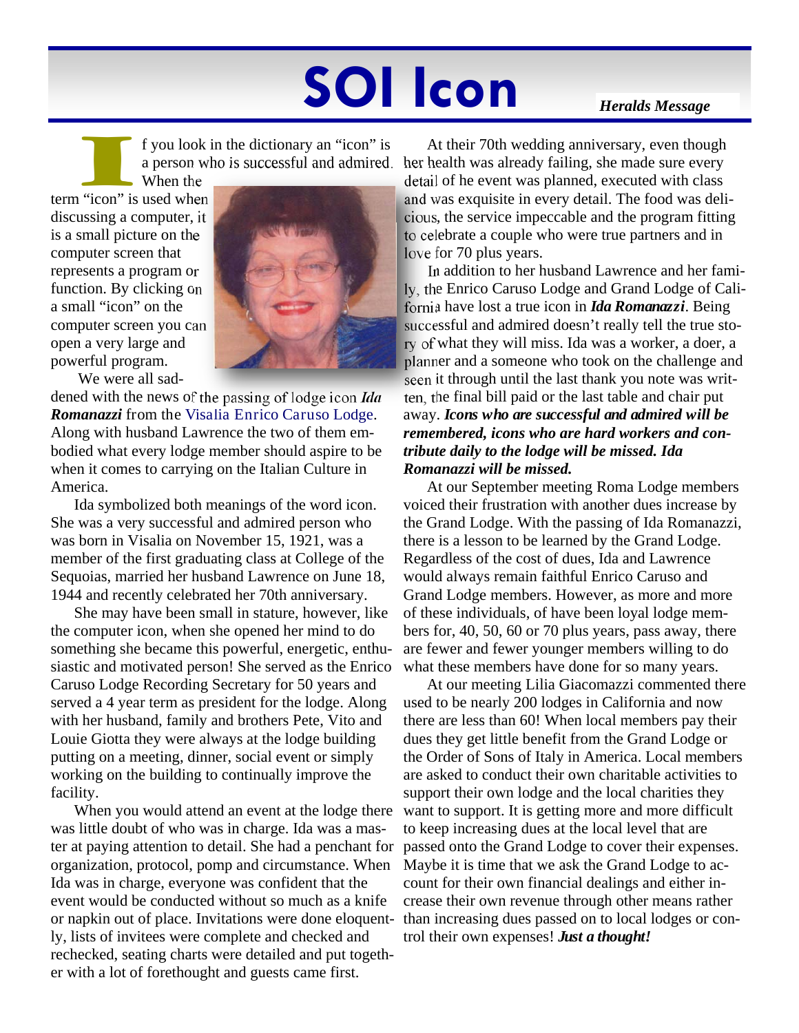# SOI Icon

*Heralds Message*

If you look in the dictionary an "icon" is a person who is successful and admired. When the term "icon" is used when discussing a computer, it is a small picture on the computer screen that represents a program or function. By clicking on a small "icon" on the computer screen you can open a very large and powerful program.

We were all saddened with the news of the passing of lodge icon ***Ida Romanazzi*** from the Visalia Enrico Caruso Lodge. Along with husband Lawrence the two of them embodied what every lodge member should aspire to be when it comes to carrying on the Italian Culture in America.

Ida symbolized both meanings of the word icon. She was a very successful and admired person who was born in Visalia on November 15, 1921, was a member of the first graduating class at College of the Sequoias, married her husband Lawrence on June 18, 1944 and recently celebrated her 70th anniversary.

She may have been small in stature, however, like the computer icon, when she opened her mind to do something she became this powerful, energetic, enthusiastic and motivated person! She served as the Enrico Caruso Lodge Recording Secretary for 50 years and served a 4 year term as president for the lodge. Along with her husband, family and brothers Pete, Vito and Louie Giotta they were always at the lodge building putting on a meeting, dinner, social event or simply working on the building to continually improve the facility.

When you would attend an event at the lodge there was little doubt of who was in charge. Ida was a master at paying attention to detail. She had a penchant for organization, protocol, pomp and circumstance. When Ida was in charge, everyone was confident that the event would be conducted without so much as a knife or napkin out of place. Invitations were done eloquently, lists of invitees were complete and checked and rechecked, seating charts were detailed and put together with a lot of forethought and guests came first.

At their 70th wedding anniversary, even though her health was already failing, she made sure every detail of he event was planned, executed with class and was exquisite in every detail. The food was delicious, the service impeccable and the program fitting to celebrate a couple who were true partners and in love for 70 plus years.

In addition to her husband Lawrence and her family, the Enrico Caruso Lodge and Grand Lodge of California have lost a true icon in ***Ida Romanazzi***. Being successful and admired doesn't really tell the true story of what they will miss. Ida was a worker, a doer, a planner and a someone who took on the challenge and seen it through until the last thank you note was written, the final bill paid or the last table and chair put away. ***Icons who are successful and admired will be remembered, icons who are hard workers and contribute daily to the lodge will be missed. Ida Romanazzi will be missed.***

At our September meeting Roma Lodge members voiced their frustration with another dues increase by the Grand Lodge. With the passing of Ida Romanazzi, there is a lesson to be learned by the Grand Lodge. Regardless of the cost of dues, Ida and Lawrence would always remain faithful Enrico Caruso and Grand Lodge members. However, as more and more of these individuals, of have been loyal lodge members for, 40, 50, 60 or 70 plus years, pass away, there are fewer and fewer younger members willing to do what these members have done for so many years.

At our meeting Lilia Giacomazzi commented there used to be nearly 200 lodges in California and now there are less than 60! When local members pay their dues they get little benefit from the Grand Lodge or the Order of Sons of Italy in America. Local members are asked to conduct their own charitable activities to support their own lodge and the local charities they want to support. It is getting more and more difficult to keep increasing dues at the local level that are passed onto the Grand Lodge to cover their expenses. Maybe it is time that we ask the Grand Lodge to account for their own financial dealings and either increase their own revenue through other means rather than increasing dues passed on to local lodges or control their own expenses! ***Just a thought!***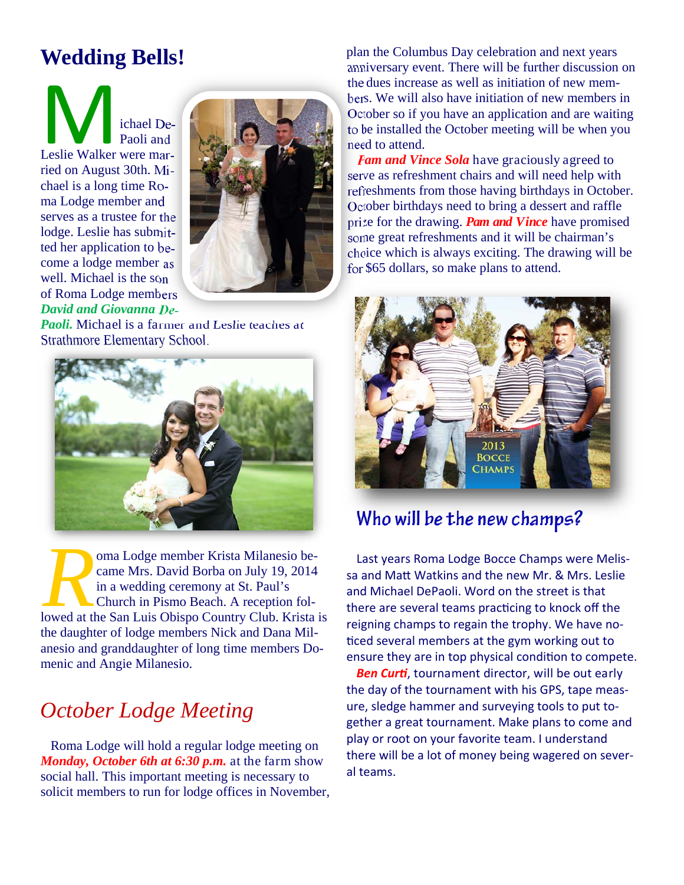# Wedding Bells!

Michael DePaoli and Leslie Walker were married on August 30th. Michael is a long time Roma Lodge member and serves as a trustee for the lodge. Leslie has submitted her application to become a lodge member as well. Michael is the son of Roma Lodge members ***David and Giovanna DePaoli.*** Michael is a farmer and Leslie teaches at Strathmore Elementary School.

Roma Lodge member Krista Milanesio became Mrs. David Borba on July 19, 2014 in a wedding ceremony at St. Paul's Church in Pismo Beach. A reception followed at the San Luis Obispo Country Club. Krista is the daughter of lodge members Nick and Dana Milanesio and granddaughter of long time members Domenic and Angie Milanesio.

## *October Lodge Meeting*

Roma Lodge will hold a regular lodge meeting on ***Monday, October 6th at 6:30 p.m.*** at the farm show social hall. This important meeting is necessary to solicit members to run for lodge offices in November, plan the Columbus Day celebration and next years anniversary event. There will be further discussion on the dues increase as well as initiation of new members. We will also have initiation of new members in October so if you have an application and are waiting to be installed the October meeting will be when you need to attend.

***Pam and Vince Sola*** have graciously agreed to serve as refreshment chairs and will need help with refreshments from those having birthdays in October. October birthdays need to bring a dessert and raffle prize for the drawing. ***Pam and Vince*** have promised some great refreshments and it will be chairman's choice which is always exciting. The drawing will be for $65 dollars, so make plans to attend.

2013 Bocce Champs

## Who will be the new champs?

Last years Roma Lodge Bocce Champs were Melissa and Matt Watkins and the new Mr. & Mrs. Leslie and Michael DePaoli. Word on the street is that there are several teams practicing to knock off the reigning champs to regain the trophy. We have noticed several members at the gym working out to ensure they are in top physical condition to compete.

***Ben Curti***, tournament director, will be out early the day of the tournament with his GPS, tape measure, sledge hammer and surveying tools to put together a great tournament. Make plans to come and play or root on your favorite team. I understand there will be a lot of money being wagered on several teams.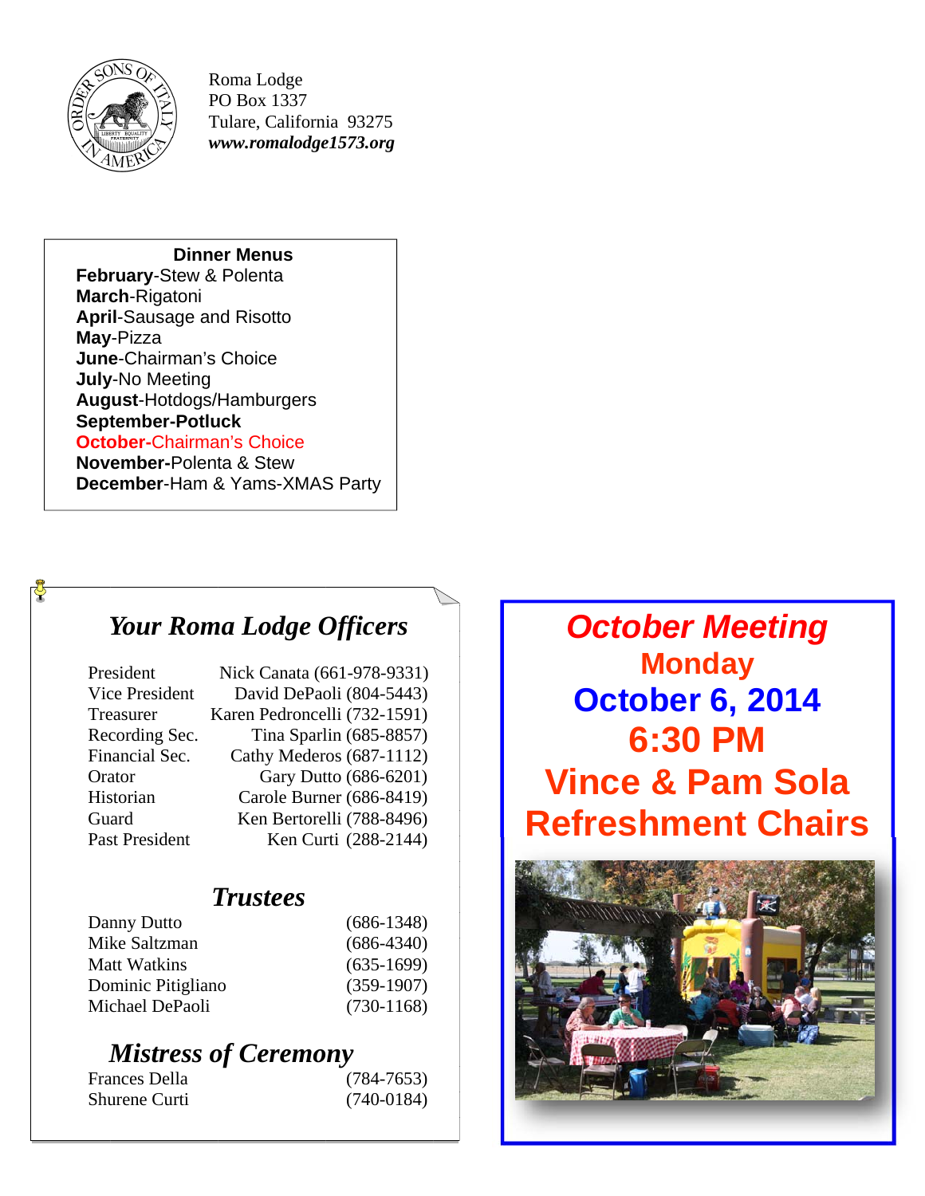Roma Lodge
PO Box 1337
Tulare, California 93275
***www.romalodge1573.org***

**Dinner Menus**

**February**-Stew & Polenta
**March**-Rigatoni
**April**-Sausage and Risotto
**May**-Pizza
**June**-Chairman's Choice
**July**-No Meeting
**August**-Hotdogs/Hamburgers
**September-Potluck**
**October-**Chairman's Choice
**November-**Polenta & Stew
**December**-Ham & Yams-XMAS Party

## *Your Roma Lodge Officers*

| | |
|---|---|
| President | Nick Canata (661-978-9331) |
| Vice President | David DePaoli (804-5443) |
| Treasurer | Karen Pedroncelli (732-1591) |
| Recording Sec. | Tina Sparlin (685-8857) |
| Financial Sec. | Cathy Mederos (687-1112) |
| Orator | Gary Dutto (686-6201) |
| Historian | Carole Burner (686-8419) |
| Guard | Ken Bertorelli (788-8496) |
| Past President | Ken Curti (288-2144) |

## *Trustees*

| | |
|---|---|
| Danny Dutto | (686-1348) |
| Mike Saltzman | (686-4340) |
| Matt Watkins | (635-1699) |
| Dominic Pitigliano | (359-1907) |
| Michael DePaoli | (730-1168) |

## *Mistress of Ceremony*

| | |
|---|---|
| Frances Della | (784-7653) |
| Shurene Curti | (740-0184) |

## *October Meeting*

**Monday**
**October 6, 2014**
**6:30 PM**
**Vince & Pam Sola**
**Refreshment Chairs**